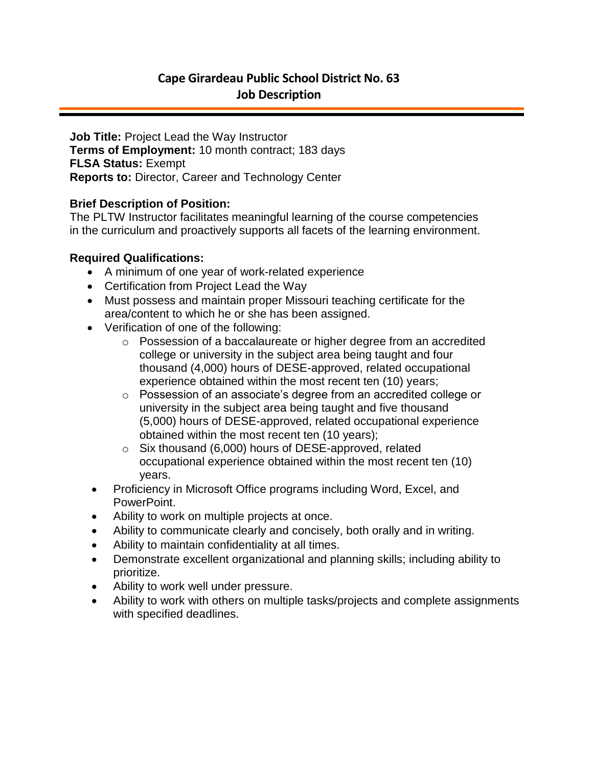# Cape Girardeau Public School District No. 63
## Job Description

**Job Title:** Project Lead the Way Instructor
**Terms of Employment:** 10 month contract; 183 days
**FLSA Status:** Exempt
**Reports to:** Director, Career and Technology Center

**Brief Description of Position:**
The PLTW Instructor facilitates meaningful learning of the course competencies in the curriculum and proactively supports all facets of the learning environment.

**Required Qualifications:**

- A minimum of one year of work-related experience
- Certification from Project Lead the Way
- Must possess and maintain proper Missouri teaching certificate for the area/content to which he or she has been assigned.
- Verification of one of the following:
  - Possession of a baccalaureate or higher degree from an accredited college or university in the subject area being taught and four thousand (4,000) hours of DESE-approved, related occupational experience obtained within the most recent ten (10) years;
  - Possession of an associate's degree from an accredited college or university in the subject area being taught and five thousand (5,000) hours of DESE-approved, related occupational experience obtained within the most recent ten (10 years);
  - Six thousand (6,000) hours of DESE-approved, related occupational experience obtained within the most recent ten (10) years.
- Proficiency in Microsoft Office programs including Word, Excel, and PowerPoint.
- Ability to work on multiple projects at once.
- Ability to communicate clearly and concisely, both orally and in writing.
- Ability to maintain confidentiality at all times.
- Demonstrate excellent organizational and planning skills; including ability to prioritize.
- Ability to work well under pressure.
- Ability to work with others on multiple tasks/projects and complete assignments with specified deadlines.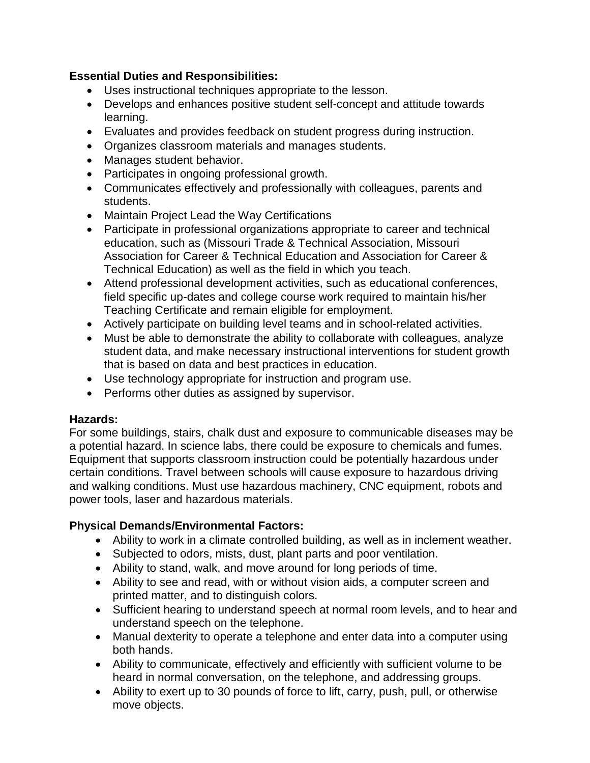**Essential Duties and Responsibilities:**

- Uses instructional techniques appropriate to the lesson.
- Develops and enhances positive student self-concept and attitude towards learning.
- Evaluates and provides feedback on student progress during instruction.
- Organizes classroom materials and manages students.
- Manages student behavior.
- Participates in ongoing professional growth.
- Communicates effectively and professionally with colleagues, parents and students.
- Maintain Project Lead the Way Certifications
- Participate in professional organizations appropriate to career and technical education, such as (Missouri Trade & Technical Association, Missouri Association for Career & Technical Education and Association for Career & Technical Education) as well as the field in which you teach.
- Attend professional development activities, such as educational conferences, field specific up-dates and college course work required to maintain his/her Teaching Certificate and remain eligible for employment.
- Actively participate on building level teams and in school-related activities.
- Must be able to demonstrate the ability to collaborate with colleagues, analyze student data, and make necessary instructional interventions for student growth that is based on data and best practices in education.
- Use technology appropriate for instruction and program use.
- Performs other duties as assigned by supervisor.

**Hazards:**

For some buildings, stairs, chalk dust and exposure to communicable diseases may be a potential hazard. In science labs, there could be exposure to chemicals and fumes. Equipment that supports classroom instruction could be potentially hazardous under certain conditions. Travel between schools will cause exposure to hazardous driving and walking conditions. Must use hazardous machinery, CNC equipment, robots and power tools, laser and hazardous materials.

**Physical Demands/Environmental Factors:**

- Ability to work in a climate controlled building, as well as in inclement weather.
- Subjected to odors, mists, dust, plant parts and poor ventilation.
- Ability to stand, walk, and move around for long periods of time.
- Ability to see and read, with or without vision aids, a computer screen and printed matter, and to distinguish colors.
- Sufficient hearing to understand speech at normal room levels, and to hear and understand speech on the telephone.
- Manual dexterity to operate a telephone and enter data into a computer using both hands.
- Ability to communicate, effectively and efficiently with sufficient volume to be heard in normal conversation, on the telephone, and addressing groups.
- Ability to exert up to 30 pounds of force to lift, carry, push, pull, or otherwise move objects.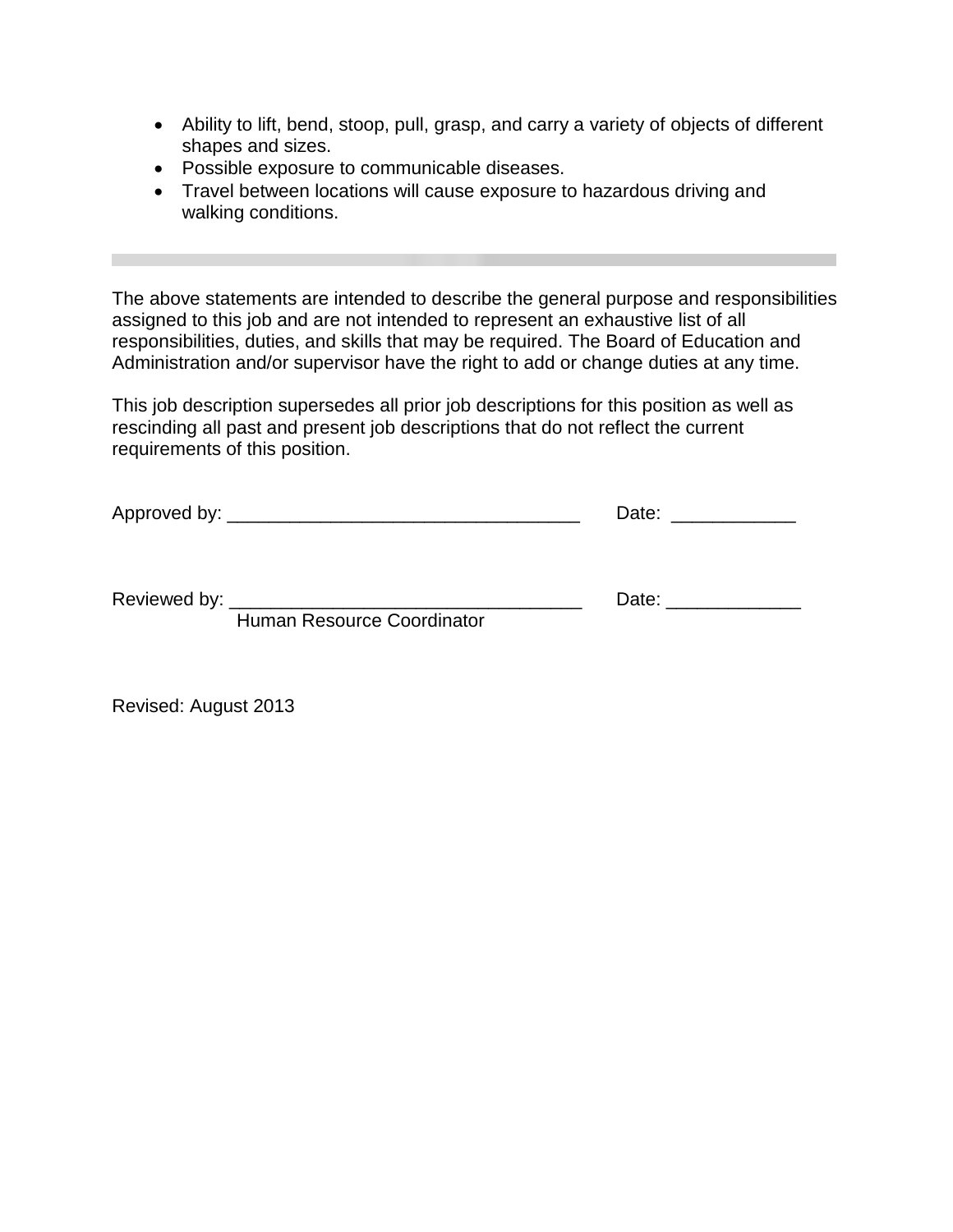- Ability to lift, bend, stoop, pull, grasp, and carry a variety of objects of different shapes and sizes.
- Possible exposure to communicable diseases.
- Travel between locations will cause exposure to hazardous driving and walking conditions.

---

The above statements are intended to describe the general purpose and responsibilities assigned to this job and are not intended to represent an exhaustive list of all responsibilities, duties, and skills that may be required. The Board of Education and Administration and/or supervisor have the right to add or change duties at any time.

This job description supersedes all prior job descriptions for this position as well as rescinding all past and present job descriptions that do not reflect the current requirements of this position.

Approved by: ___________________________________ Date: ____________

Reviewed by: ___________________________________ Date: _____________
Human Resource Coordinator

Revised: August 2013